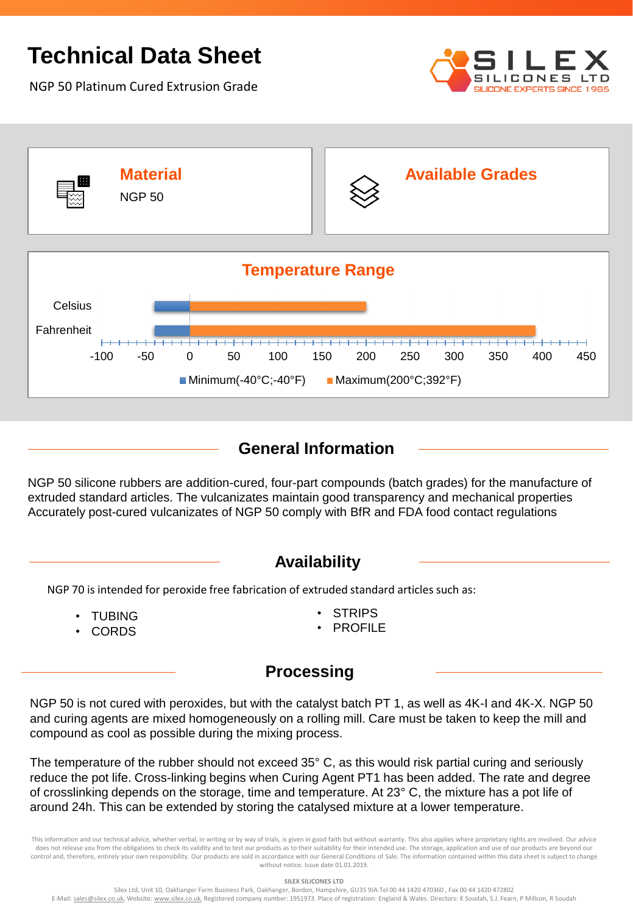# Technical Data Sheet

NGP 50 Platinum Cured Extrusion Grade

SILEX SILICONES LTD
SILICONE EXPERTS SINCE 1985

## Material

NGP 50

## Available Grades

## Temperature Range

Celsius

Fahrenheit

-100 -50 0 50 100 150 200 250 300 350 400 450

Minimum(-40°C;-40°F) Maximum(200°C;392°F)

## General Information

NGP 50 silicone rubbers are addition-cured, four-part compounds (batch grades) for the manufacture of extruded standard articles. The vulcanizates maintain good transparency and mechanical properties Accurately post-cured vulcanizates of NGP 50 comply with BfR and FDA food contact regulations

## Availability

NGP 70 is intended for peroxide free fabrication of extruded standard articles such as:

- TUBING
- CORDS
- STRIPS
- PROFILE

## Processing

NGP 50 is not cured with peroxides, but with the catalyst batch PT 1, as well as 4K-I and 4K-X. NGP 50 and curing agents are mixed homogeneously on a rolling mill. Care must be taken to keep the mill and compound as cool as possible during the mixing process.

The temperature of the rubber should not exceed 35° C, as this would risk partial curing and seriously reduce the pot life. Cross-linking begins when Curing Agent PT1 has been added. The rate and degree of crosslinking depends on the storage, time and temperature. At 23° C, the mixture has a pot life of around 24h. This can be extended by storing the catalysed mixture at a lower temperature.

This information and our technical advice, whether verbal, in writing or by way of trials, is given in good faith but without warranty. This also applies where proprietary rights are involved. Our advice does not release you from the obligations to check its validity and to test our products as to their suitability for their intended use. The storage, application and use of our products are beyond our control and, therefore, entirely your own responsibility. Our products are sold in accordance with our General Conditions of Sale. The information contained within this data sheet is subject to change without notice. Issue date 01.01.2019.

SILEX SILICONES LTD

Silex Ltd, Unit 10, Oakhanger Farm Business Park, Oakhanger, Bordon, Hampshire, GU35 9JA.Tel 00 44 1420 470360 , Fax 00 44 1420 472802
E-Mail: sales@silex.co.uk, Website: www.silex.co.uk, Registered company number: 1951973. Place of registration: England & Wales. Directors: K Soudah, S.J. Fearn, P Millson, R Soudah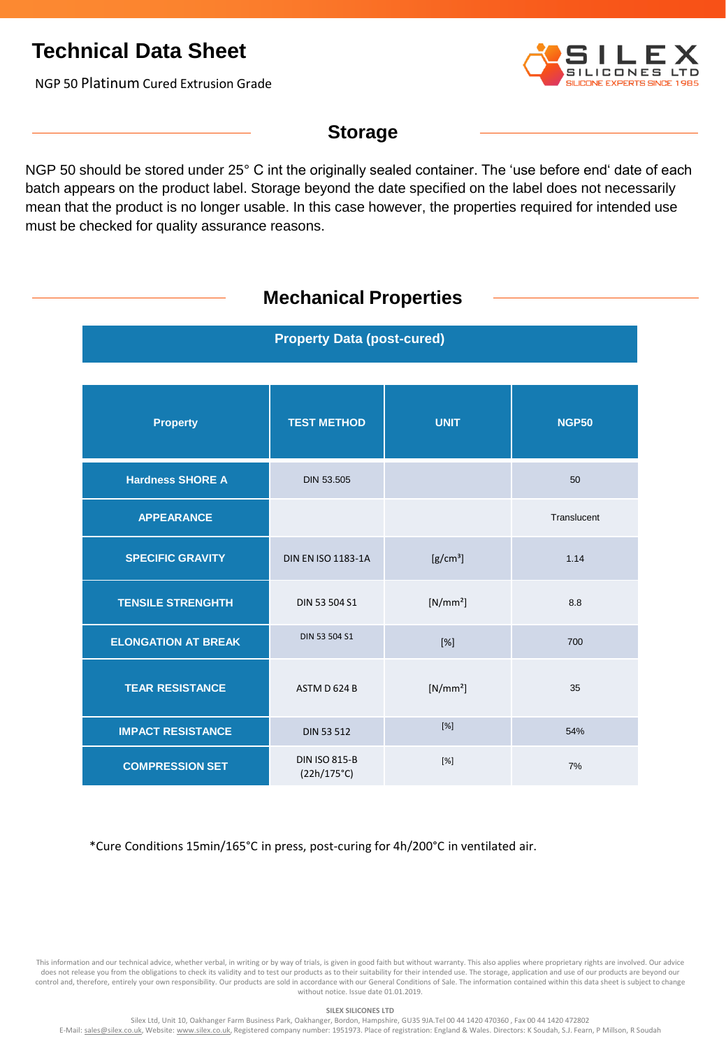# Technical Data Sheet

NGP 50 Platinum Cured Extrusion Grade

## Storage

NGP 50 should be stored under 25° C int the originally sealed container. The 'use before end' date of each batch appears on the product label. Storage beyond the date specified on the label does not necessarily mean that the product is no longer usable. In this case however, the properties required for intended use must be checked for quality assurance reasons.

## Mechanical Properties

**Property Data (post-cured)**

| Property | TEST METHOD | UNIT | NGP50 |
|---|---|---|---|
| Hardness SHORE A | DIN 53.505 | | 50 |
| APPEARANCE | | | Translucent |
| SPECIFIC GRAVITY | DIN EN ISO 1183-1A | [g/cm³] | 1.14 |
| TENSILE STRENGHTH | DIN 53 504 S1 | [N/mm²] | 8.8 |
| ELONGATION AT BREAK | DIN 53 504 S1 | [%] | 700 |
| TEAR RESISTANCE | ASTM D 624 B | [N/mm²] | 35 |
| IMPACT RESISTANCE | DIN 53 512 | [%] | 54% |
| COMPRESSION SET | DIN ISO 815-B (22h/175°C) | [%] | 7% |

*Cure Conditions 15min/165°C in press, post-curing for 4h/200°C in ventilated air.

This information and our technical advice, whether verbal, in writing or by way of trials, is given in good faith but without warranty. This also applies where proprietary rights are involved. Our advice does not release you from the obligations to check its validity and to test our products as to their suitability for their intended use. The storage, application and use of our products are beyond our control and, therefore, entirely your own responsibility. Our products are sold in accordance with our General Conditions of Sale. The information contained within this data sheet is subject to change without notice. Issue date 01.01.2019.

SILEX SILICONES LTD

Silex Ltd, Unit 10, Oakhanger Farm Business Park, Oakhanger, Bordon, Hampshire, GU35 9JA.Tel 00 44 1420 470360 , Fax 00 44 1420 472802
E-Mail: sales@silex.co.uk, Website: www.silex.co.uk, Registered company number: 1951973. Place of registration: England & Wales. Directors: K Soudah, S.J. Fearn, P Millson, R Soudah